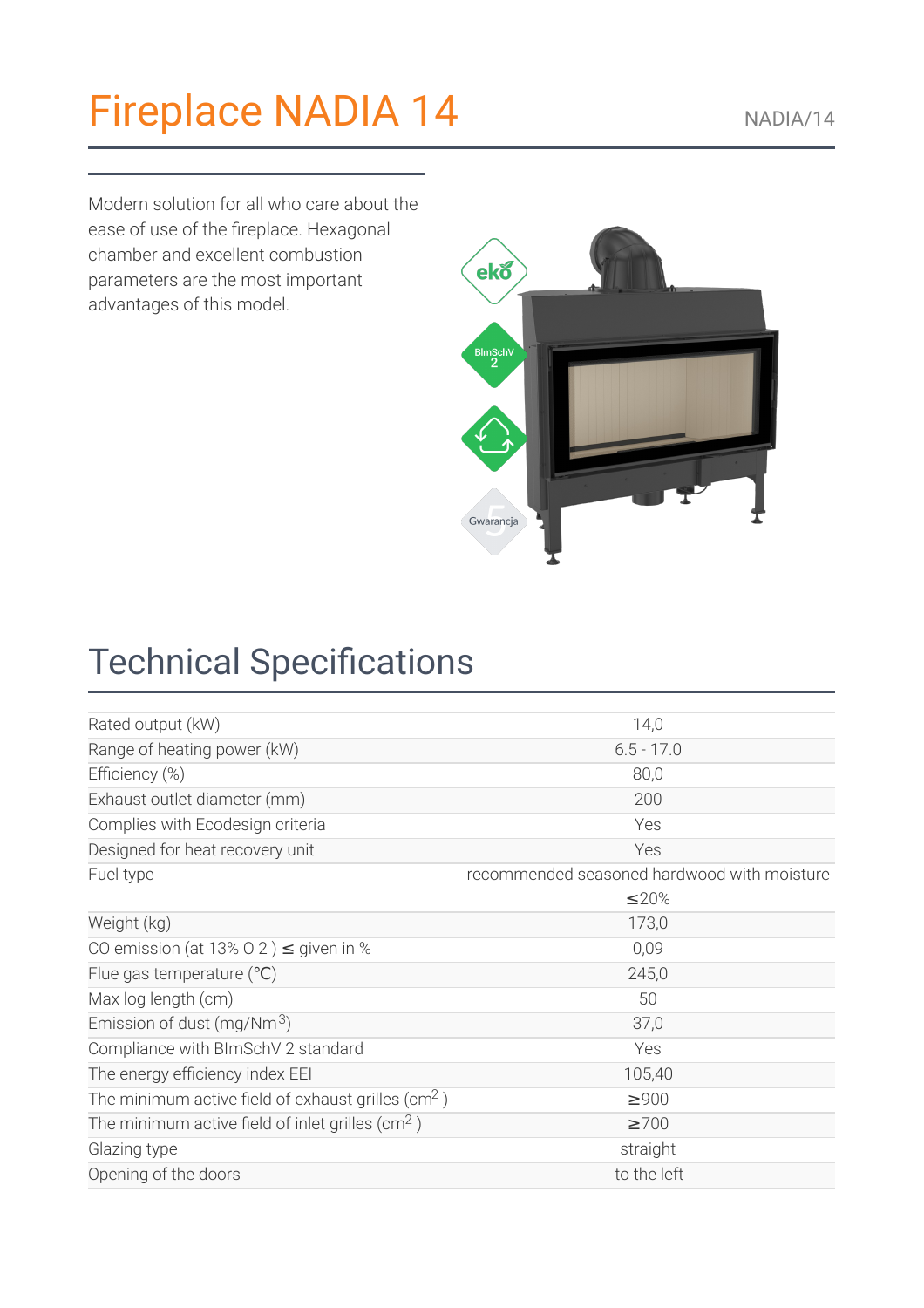# Fireplace NADIA 14

NADIA/14

Modern solution for all who care about the ease of use of the fireplace. Hexagonal chamber and excellent combustion parameters are the most important advantages of this model.

## Technical Specifications

| | |
|---|---|
| Rated output (kW) | 14,0 |
| Range of heating power (kW) | 6.5 - 17.0 |
| Efficiency (%) | 80,0 |
| Exhaust outlet diameter (mm) | 200 |
| Complies with Ecodesign criteria | Yes |
| Designed for heat recovery unit | Yes |
| Fuel type | recommended seasoned hardwood with moisture ≤20% |
| Weight (kg) | 173,0 |
| CO emission (at 13% O 2 ) ≤ given in % | 0,09 |
| Flue gas temperature (℃) | 245,0 |
| Max log length (cm) | 50 |
| Emission of dust (mg/Nm$^3$) | 37,0 |
| Compliance with BImSchV 2 standard | Yes |
| The energy efficiency index EEI | 105,40 |
| The minimum active field of exhaust grilles (cm$^2$ ) | ≥900 |
| The minimum active field of inlet grilles (cm$^2$ ) | ≥700 |
| Glazing type | straight |
| Opening of the doors | to the left |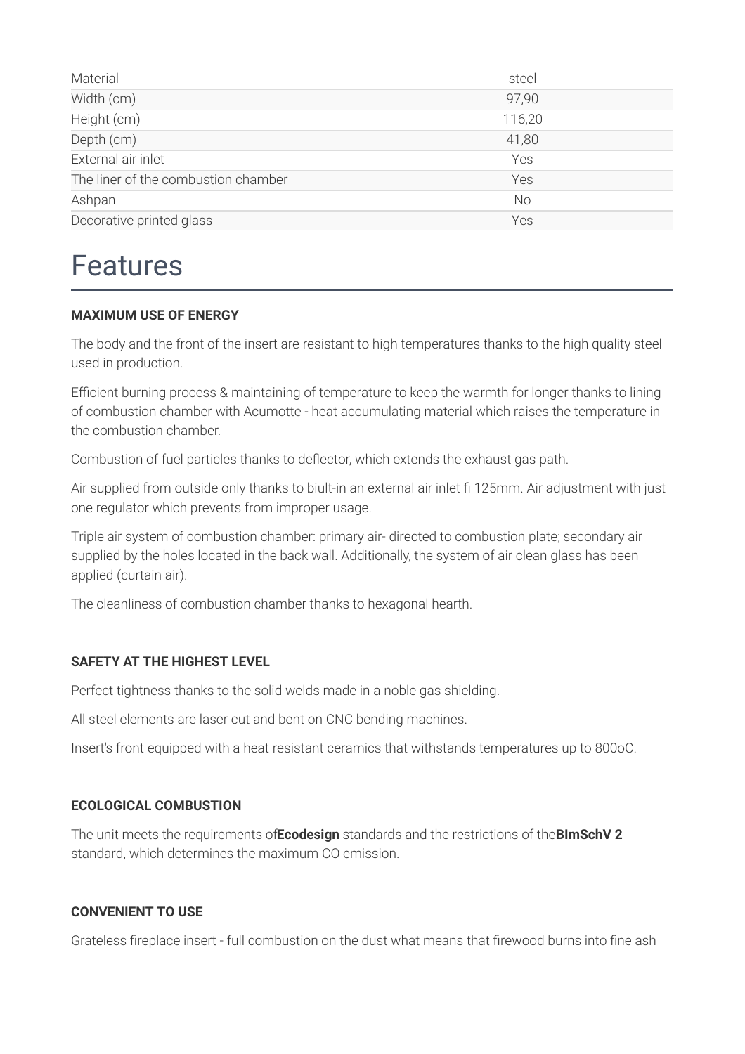| Material | steel |
| --- | --- |
| Width (cm) | 97,90 |
| Height (cm) | 116,20 |
| Depth (cm) | 41,80 |
| External air inlet | Yes |
| The liner of the combustion chamber | Yes |
| Ashpan | No |
| Decorative printed glass | Yes |

# Features

**MAXIMUM USE OF ENERGY**

The body and the front of the insert are resistant to high temperatures thanks to the high quality steel used in production.

Efficient burning process & maintaining of temperature to keep the warmth for longer thanks to lining of combustion chamber with Acumotte - heat accumulating material which raises the temperature in the combustion chamber.

Combustion of fuel particles thanks to deflector, which extends the exhaust gas path.

Air supplied from outside only thanks to biult-in an external air inlet fi 125mm. Air adjustment with just one regulator which prevents from improper usage.

Triple air system of combustion chamber: primary air- directed to combustion plate; secondary air supplied by the holes located in the back wall. Additionally, the system of air clean glass has been applied (curtain air).

The cleanliness of combustion chamber thanks to hexagonal hearth.

**SAFETY AT THE HIGHEST LEVEL**

Perfect tightness thanks to the solid welds made in a noble gas shielding.

All steel elements are laser cut and bent on CNC bending machines.

Insert's front equipped with a heat resistant ceramics that withstands temperatures up to 800oC.

**ECOLOGICAL COMBUSTION**

The unit meets the requirements of**Ecodesign** standards and the restrictions of the**BImSchV 2** standard, which determines the maximum CO emission.

**CONVENIENT TO USE**

Grateless fireplace insert - full combustion on the dust what means that firewood burns into fine ash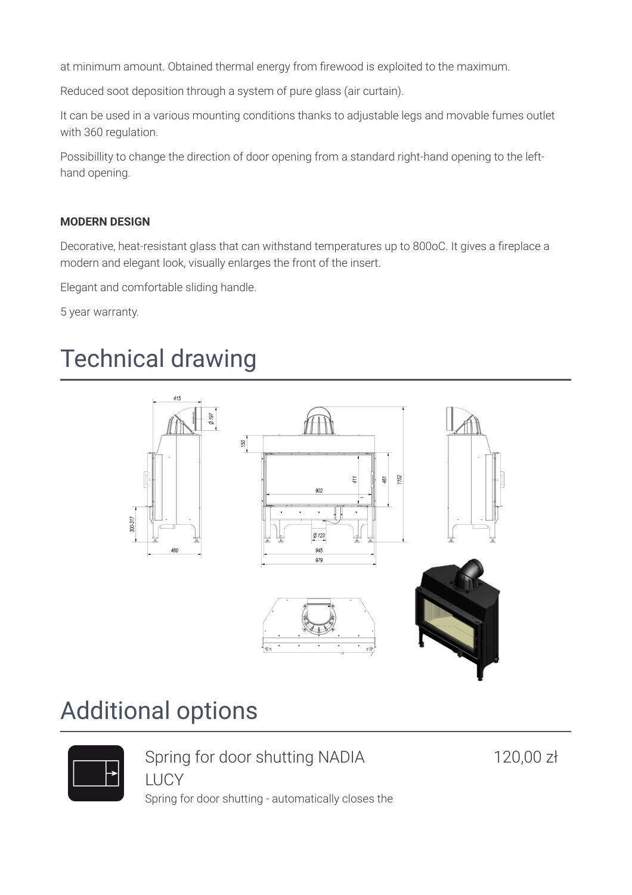at minimum amount. Obtained thermal energy from firewood is exploited to the maximum.

Reduced soot deposition through a system of pure glass (air curtain).

It can be used in a various mounting conditions thanks to adjustable legs and movable fumes outlet with 360 regulation.

Possibillity to change the direction of door opening from a standard right-hand opening to the left-hand opening.

**MODERN DESIGN**

Decorative, heat-resistant glass that can withstand temperatures up to 800oC. It gives a fireplace a modern and elegant look, visually enlarges the front of the insert.

Elegant and comfortable sliding handle.

5 year warranty.

# Technical drawing

# Additional options

Spring for door shutting NADIA LUCY — 120,00 zł

Spring for door shutting - automatically closes the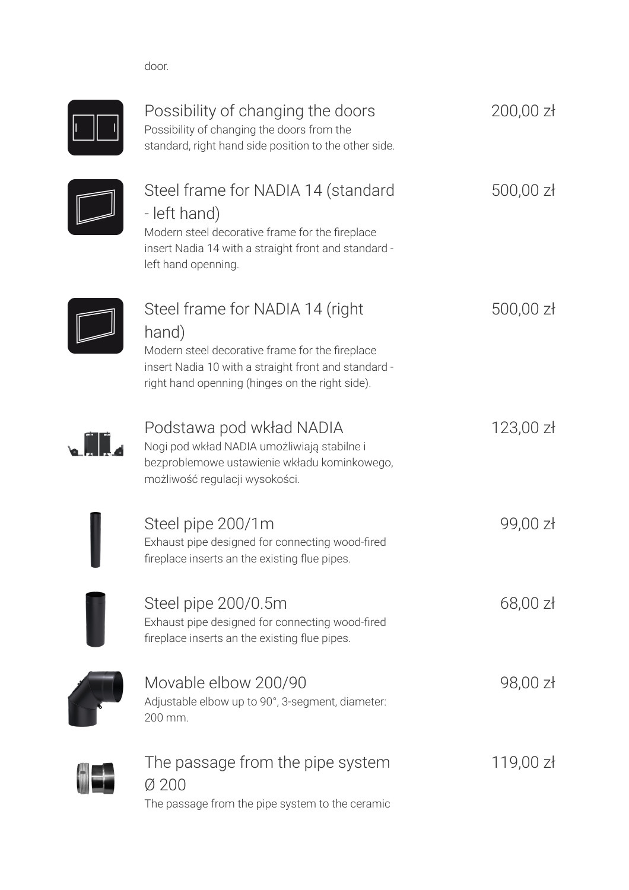door.

### Possibility of changing the doors

200,00 zł

Possibility of changing the doors from the standard, right hand side position to the other side.

### Steel frame for NADIA 14 (standard - left hand)

500,00 zł

Modern steel decorative frame for the fireplace insert Nadia 14 with a straight front and standard - left hand openning.

### Steel frame for NADIA 14 (right hand)

500,00 zł

Modern steel decorative frame for the fireplace insert Nadia 10 with a straight front and standard - right hand openning (hinges on the right side).

### Podstawa pod wkład NADIA

123,00 zł

Nogi pod wkład NADIA umożliwiają stabilne i bezproblemowe ustawienie wkładu kominkowego, możliwość regulacji wysokości.

### Steel pipe 200/1m

99,00 zł

Exhaust pipe designed for connecting wood-fired fireplace inserts an the existing flue pipes.

### Steel pipe 200/0.5m

68,00 zł

Exhaust pipe designed for connecting wood-fired fireplace inserts an the existing flue pipes.

### Movable elbow 200/90

98,00 zł

Adjustable elbow up to 90°, 3-segment, diameter: 200 mm.

### The passage from the pipe system Ø 200

119,00 zł

The passage from the pipe system to the ceramic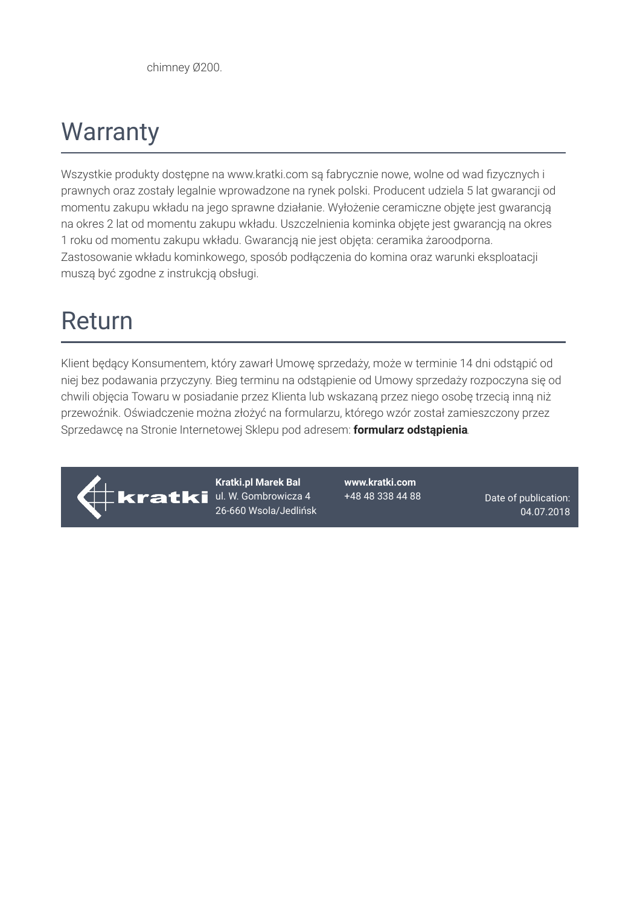chimney Ø200.

## Warranty

Wszystkie produkty dostępne na www.kratki.com są fabrycznie nowe, wolne od wad fizycznych i prawnych oraz zostały legalnie wprowadzone na rynek polski. Producent udziela 5 lat gwarancji od momentu zakupu wkładu na jego sprawne działanie. Wyłożenie ceramiczne objęte jest gwarancją na okres 2 lat od momentu zakupu wkładu. Uszczelnienia kominka objęte jest gwarancją na okres 1 roku od momentu zakupu wkładu. Gwarancją nie jest objęta: ceramika żaroodporna. Zastosowanie wkładu kominkowego, sposób podłączenia do komina oraz warunki eksploatacji muszą być zgodne z instrukcją obsługi.

## Return

Klient będący Konsumentem, który zawarł Umowę sprzedaży, może w terminie 14 dni odstąpić od niej bez podawania przyczyny. Bieg terminu na odstąpienie od Umowy sprzedaży rozpoczyna się od chwili objęcia Towaru w posiadanie przez Klienta lub wskazaną przez niego osobę trzecią inną niż przewoźnik. Oświadczenie można złożyć na formularzu, którego wzór został zamieszczony przez Sprzedawcę na Stronie Internetowej Sklepu pod adresem: **formularz odstąpienia**.

kratki

**Kratki.pl Marek Bal**
ul. W. Gombrowicza 4
26-660 Wsola/Jedlińsk

**www.kratki.com**
+48 48 338 44 88

Date of publication:
04.07.2018